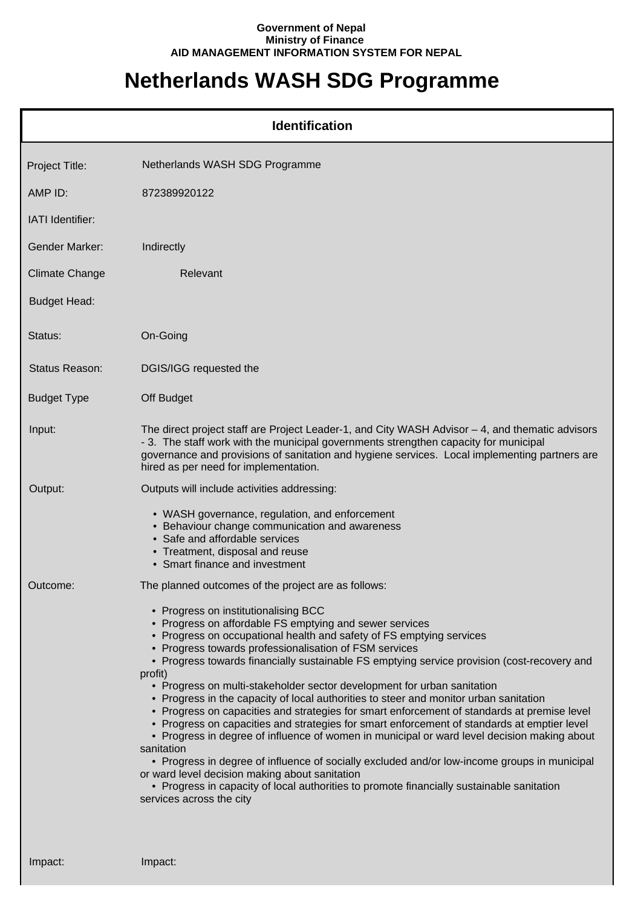**Government of Nepal**
**Ministry of Finance**
**AID MANAGEMENT INFORMATION SYSTEM FOR NEPAL**

# Netherlands WASH SDG Programme

## Identification

| | |
|---|---|
| Project Title: | Netherlands WASH SDG Programme |
| AMP ID: | 872389920122 |
| IATI Identifier: | |
| Gender Marker: | Indirectly |
| Climate Change | Relevant |
| Budget Head: | |
| Status: | On-Going |
| Status Reason: | DGIS/IGG requested the |
| Budget Type | Off Budget |

**Input:**

The direct project staff are Project Leader-1, and City WASH Advisor – 4, and thematic advisors - 3. The staff work with the municipal governments strengthen capacity for municipal governance and provisions of sanitation and hygiene services. Local implementing partners are hired as per need for implementation.

**Output:**

Outputs will include activities addressing:

- WASH governance, regulation, and enforcement
- Behaviour change communication and awareness
- Safe and affordable services
- Treatment, disposal and reuse
- Smart finance and investment

**Outcome:**

The planned outcomes of the project are as follows:

- Progress on institutionalising BCC
- Progress on affordable FS emptying and sewer services
- Progress on occupational health and safety of FS emptying services
- Progress towards professionalisation of FSM services
- Progress towards financially sustainable FS emptying service provision (cost-recovery and profit)
- Progress on multi-stakeholder sector development for urban sanitation
- Progress in the capacity of local authorities to steer and monitor urban sanitation
- Progress on capacities and strategies for smart enforcement of standards at premise level
- Progress on capacities and strategies for smart enforcement of standards at emptier level
- Progress in degree of influence of women in municipal or ward level decision making about sanitation
- Progress in degree of influence of socially excluded and/or low-income groups in municipal or ward level decision making about sanitation
- Progress in capacity of local authorities to promote financially sustainable sanitation services across the city

**Impact:**

Impact: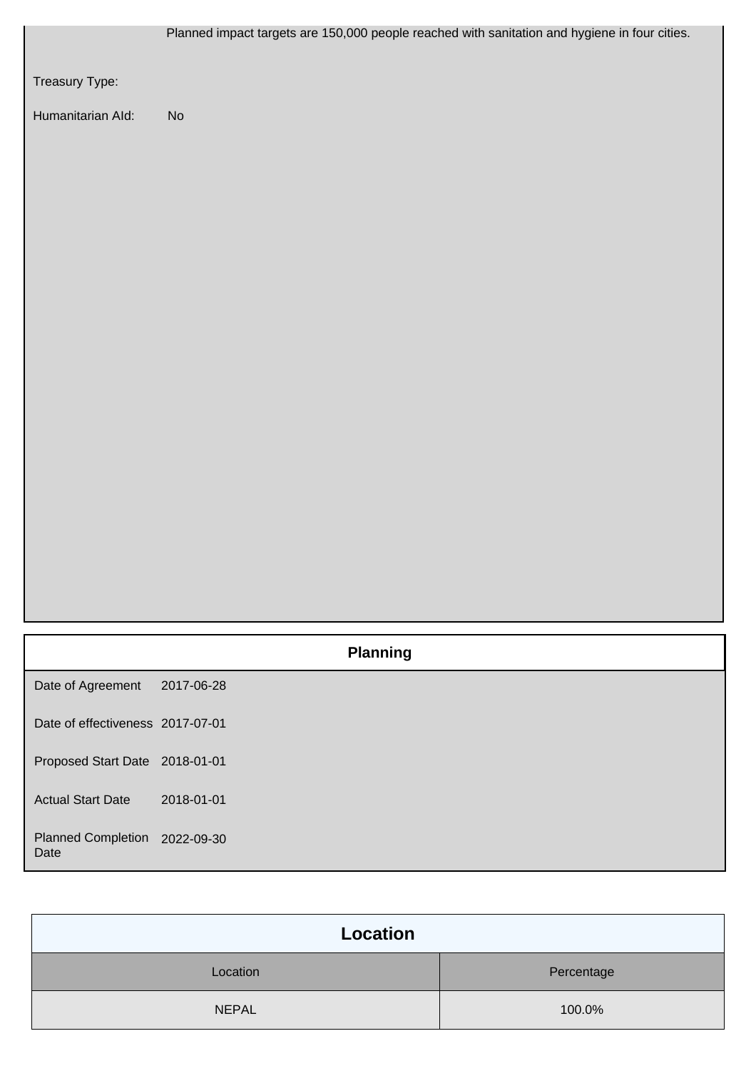Planned impact targets are 150,000 people reached with sanitation and hygiene in four cities.

Treasury Type:

Humanitarian AId: No

| Planning | |
|---|---|
| Date of Agreement | 2017-06-28 |
| Date of effectiveness | 2017-07-01 |
| Proposed Start Date | 2018-01-01 |
| Actual Start Date | 2018-01-01 |
| Planned Completion Date | 2022-09-30 |

## Location

| Location | Percentage |
|---|---|
| NEPAL | 100.0% |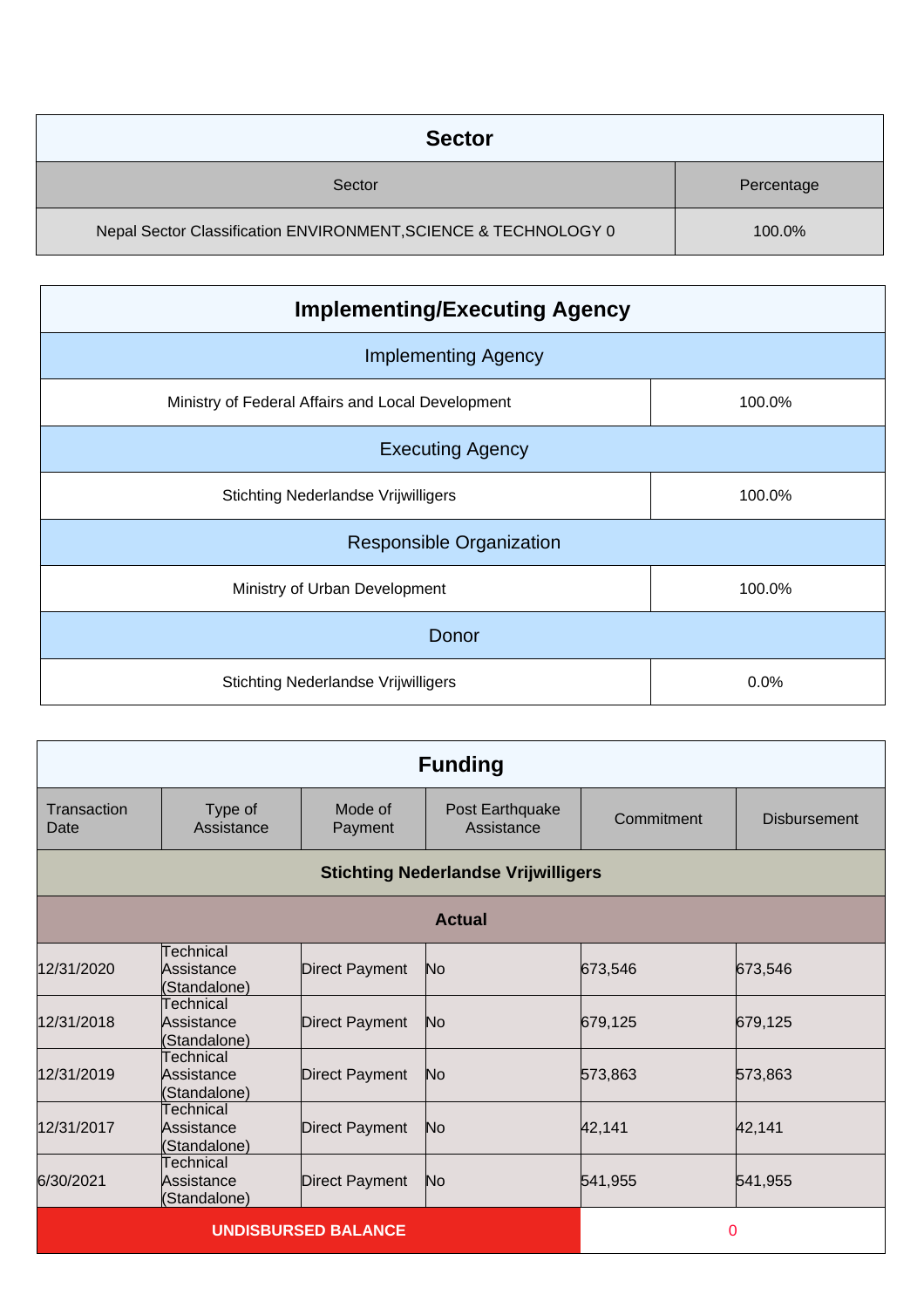## Sector

| Sector | Percentage |
|---|---|
| Nepal Sector Classification ENVIRONMENT,SCIENCE & TECHNOLOGY 0 | 100.0% |

## Implementing/Executing Agency

| Implementing Agency | |
|---|---|
| Ministry of Federal Affairs and Local Development | 100.0% |
| **Executing Agency** | |
| Stichting Nederlandse Vrijwilligers | 100.0% |
| **Responsible Organization** | |
| Ministry of Urban Development | 100.0% |
| **Donor** | |
| Stichting Nederlandse Vrijwilligers | 0.0% |

## Funding

| Transaction Date | Type of Assistance | Mode of Payment | Post Earthquake Assistance | Commitment | Disbursement |
|---|---|---|---|---|---|
| **Stichting Nederlandse Vrijwilligers** | | | | | |
| **Actual** | | | | | |
| 12/31/2020 | Technical Assistance (Standalone) | Direct Payment | No | 673,546 | 673,546 |
| 12/31/2018 | Technical Assistance (Standalone) | Direct Payment | No | 679,125 | 679,125 |
| 12/31/2019 | Technical Assistance (Standalone) | Direct Payment | No | 573,863 | 573,863 |
| 12/31/2017 | Technical Assistance (Standalone) | Direct Payment | No | 42,141 | 42,141 |
| 6/30/2021 | Technical Assistance (Standalone) | Direct Payment | No | 541,955 | 541,955 |
| **UNDISBURSED BALANCE** | | | | 0 | |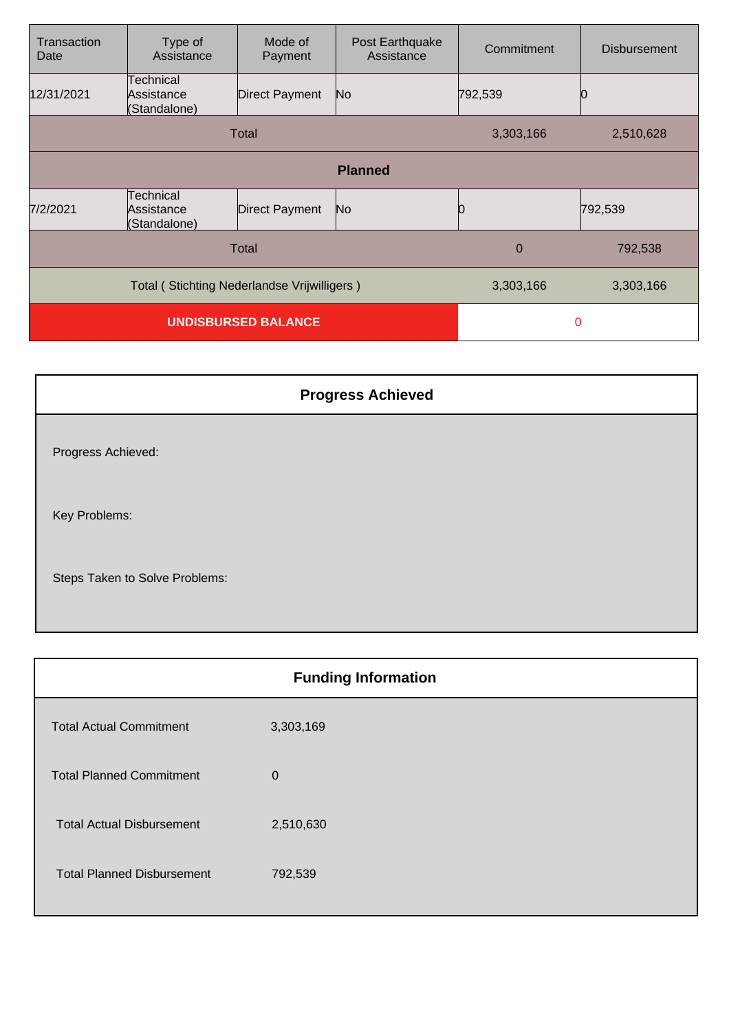| Transaction Date | Type of Assistance | Mode of Payment | Post Earthquake Assistance | Commitment | Disbursement |
|---|---|---|---|---|---|
| 12/31/2021 | Technical Assistance (Standalone) | Direct Payment | No | 792,539 | 0 |
| Total | | | | 3,303,166 | 2,510,628 |
| **Planned** | | | | | |
| 7/2/2021 | Technical Assistance (Standalone) | Direct Payment | No | 0 | 792,539 |
| Total | | | | 0 | 792,538 |
| Total ( Stichting Nederlandse Vrijwilligers ) | | | | 3,303,166 | 3,303,166 |
| **UNDISBURSED BALANCE** | | | | 0 | |

## Progress Achieved

Progress Achieved:

Key Problems:

Steps Taken to Solve Problems:

## Funding Information

| | |
|---|---|
| Total Actual Commitment | 3,303,169 |
| Total Planned Commitment | 0 |
| Total Actual Disbursement | 2,510,630 |
| Total Planned Disbursement | 792,539 |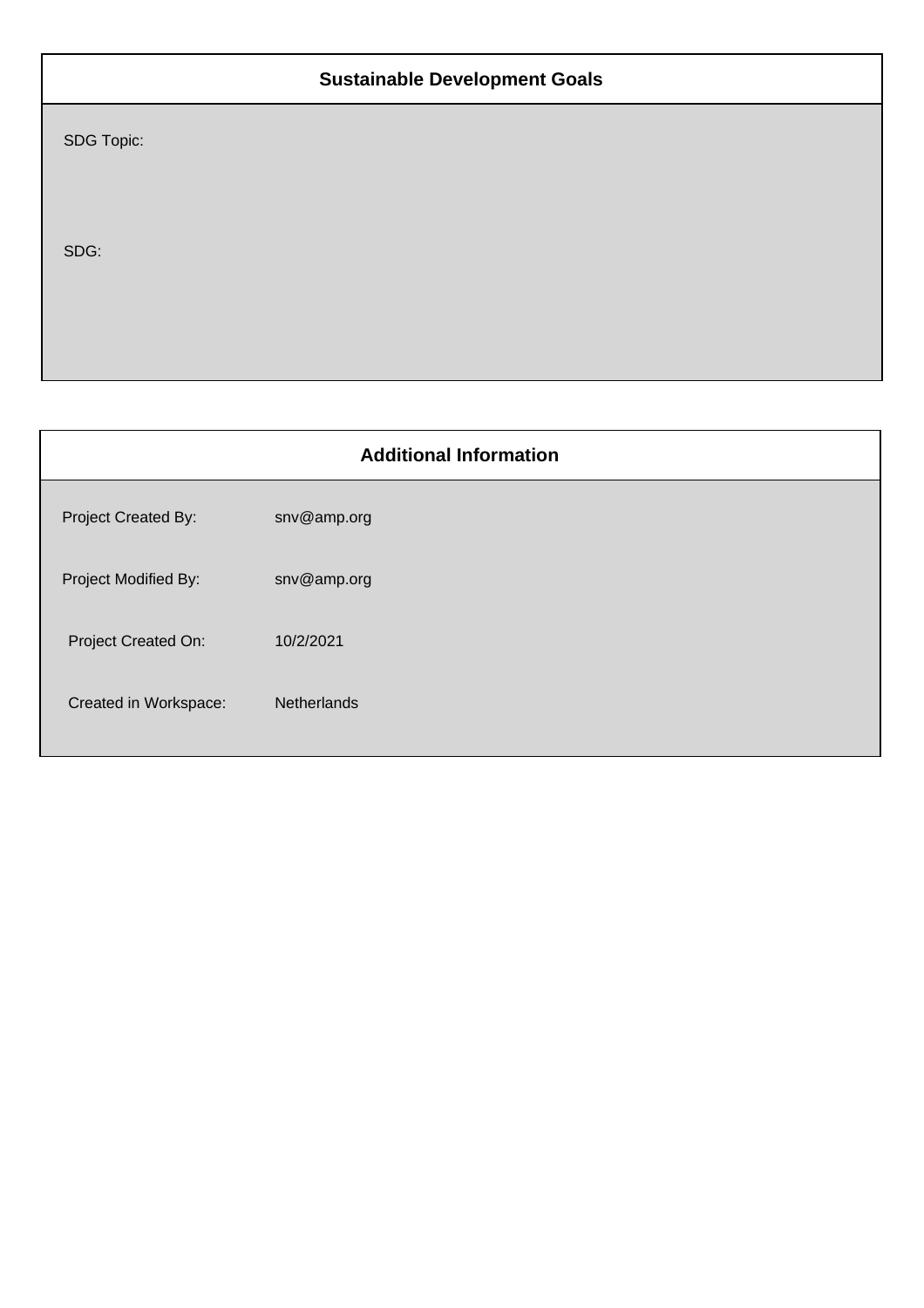## Sustainable Development Goals

SDG Topic:

SDG:

## Additional Information

| | |
|---|---|
| Project Created By: | snv@amp.org |
| Project Modified By: | snv@amp.org |
| Project Created On: | 10/2/2021 |
| Created in Workspace: | Netherlands |